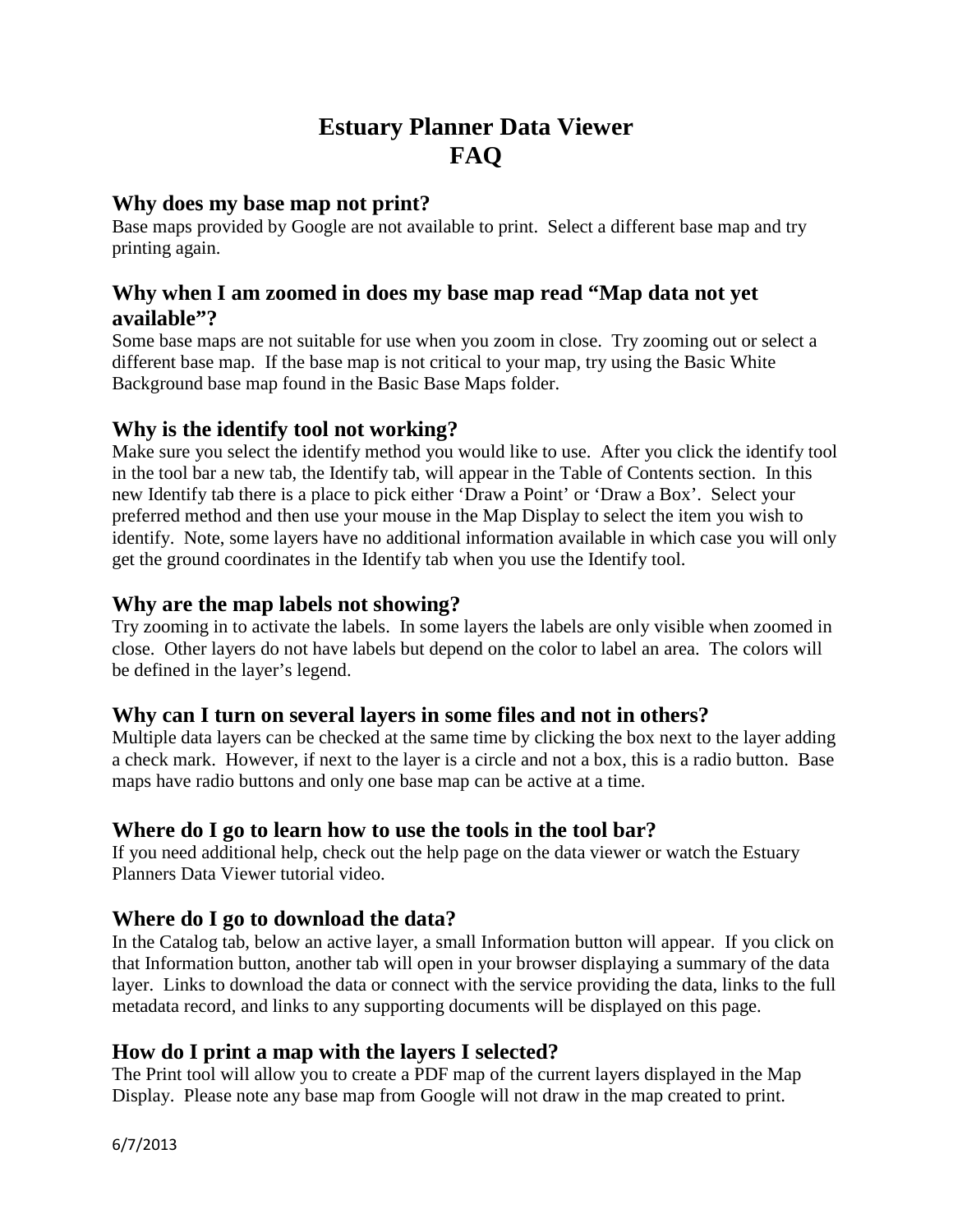# Estuary Planner Data Viewer
# FAQ

## Why does my base map not print?

Base maps provided by Google are not available to print. Select a different base map and try printing again.

## Why when I am zoomed in does my base map read "Map data not yet available"?

Some base maps are not suitable for use when you zoom in close. Try zooming out or select a different base map. If the base map is not critical to your map, try using the Basic White Background base map found in the Basic Base Maps folder.

## Why is the identify tool not working?

Make sure you select the identify method you would like to use. After you click the identify tool in the tool bar a new tab, the Identify tab, will appear in the Table of Contents section. In this new Identify tab there is a place to pick either 'Draw a Point' or 'Draw a Box'. Select your preferred method and then use your mouse in the Map Display to select the item you wish to identify. Note, some layers have no additional information available in which case you will only get the ground coordinates in the Identify tab when you use the Identify tool.

## Why are the map labels not showing?

Try zooming in to activate the labels. In some layers the labels are only visible when zoomed in close. Other layers do not have labels but depend on the color to label an area. The colors will be defined in the layer's legend.

## Why can I turn on several layers in some files and not in others?

Multiple data layers can be checked at the same time by clicking the box next to the layer adding a check mark. However, if next to the layer is a circle and not a box, this is a radio button. Base maps have radio buttons and only one base map can be active at a time.

## Where do I go to learn how to use the tools in the tool bar?

If you need additional help, check out the help page on the data viewer or watch the Estuary Planners Data Viewer tutorial video.

## Where do I go to download the data?

In the Catalog tab, below an active layer, a small Information button will appear. If you click on that Information button, another tab will open in your browser displaying a summary of the data layer. Links to download the data or connect with the service providing the data, links to the full metadata record, and links to any supporting documents will be displayed on this page.

## How do I print a map with the layers I selected?

The Print tool will allow you to create a PDF map of the current layers displayed in the Map Display. Please note any base map from Google will not draw in the map created to print.

6/7/2013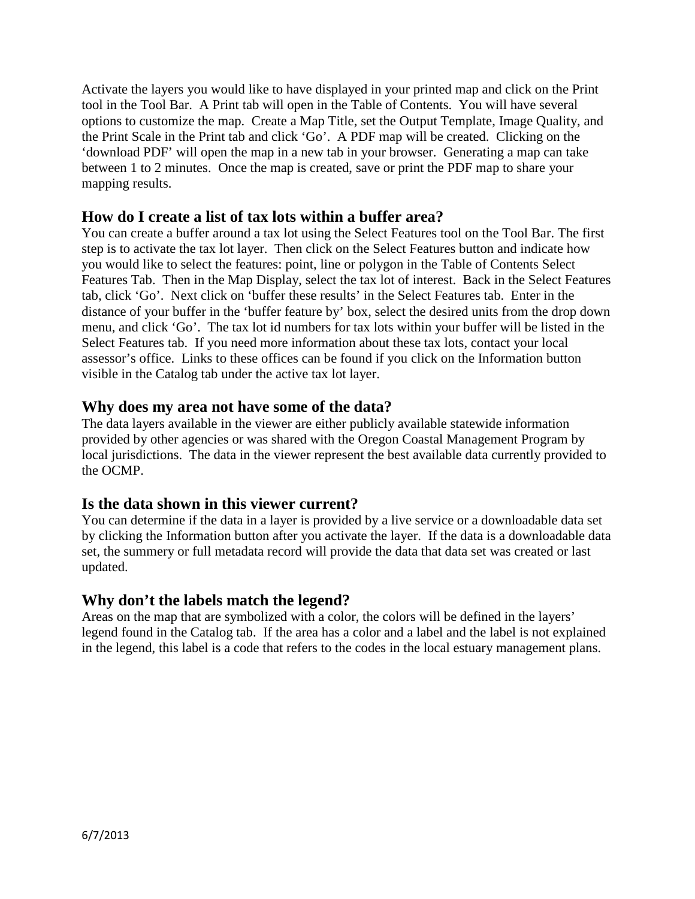Activate the layers you would like to have displayed in your printed map and click on the Print tool in the Tool Bar. A Print tab will open in the Table of Contents. You will have several options to customize the map. Create a Map Title, set the Output Template, Image Quality, and the Print Scale in the Print tab and click 'Go'. A PDF map will be created. Clicking on the 'download PDF' will open the map in a new tab in your browser. Generating a map can take between 1 to 2 minutes. Once the map is created, save or print the PDF map to share your mapping results.

## How do I create a list of tax lots within a buffer area?

You can create a buffer around a tax lot using the Select Features tool on the Tool Bar. The first step is to activate the tax lot layer. Then click on the Select Features button and indicate how you would like to select the features: point, line or polygon in the Table of Contents Select Features Tab. Then in the Map Display, select the tax lot of interest. Back in the Select Features tab, click 'Go'. Next click on 'buffer these results' in the Select Features tab. Enter in the distance of your buffer in the 'buffer feature by' box, select the desired units from the drop down menu, and click 'Go'. The tax lot id numbers for tax lots within your buffer will be listed in the Select Features tab. If you need more information about these tax lots, contact your local assessor's office. Links to these offices can be found if you click on the Information button visible in the Catalog tab under the active tax lot layer.

## Why does my area not have some of the data?

The data layers available in the viewer are either publicly available statewide information provided by other agencies or was shared with the Oregon Coastal Management Program by local jurisdictions. The data in the viewer represent the best available data currently provided to the OCMP.

## Is the data shown in this viewer current?

You can determine if the data in a layer is provided by a live service or a downloadable data set by clicking the Information button after you activate the layer. If the data is a downloadable data set, the summery or full metadata record will provide the data that data set was created or last updated.

## Why don't the labels match the legend?

Areas on the map that are symbolized with a color, the colors will be defined in the layers' legend found in the Catalog tab. If the area has a color and a label and the label is not explained in the legend, this label is a code that refers to the codes in the local estuary management plans.